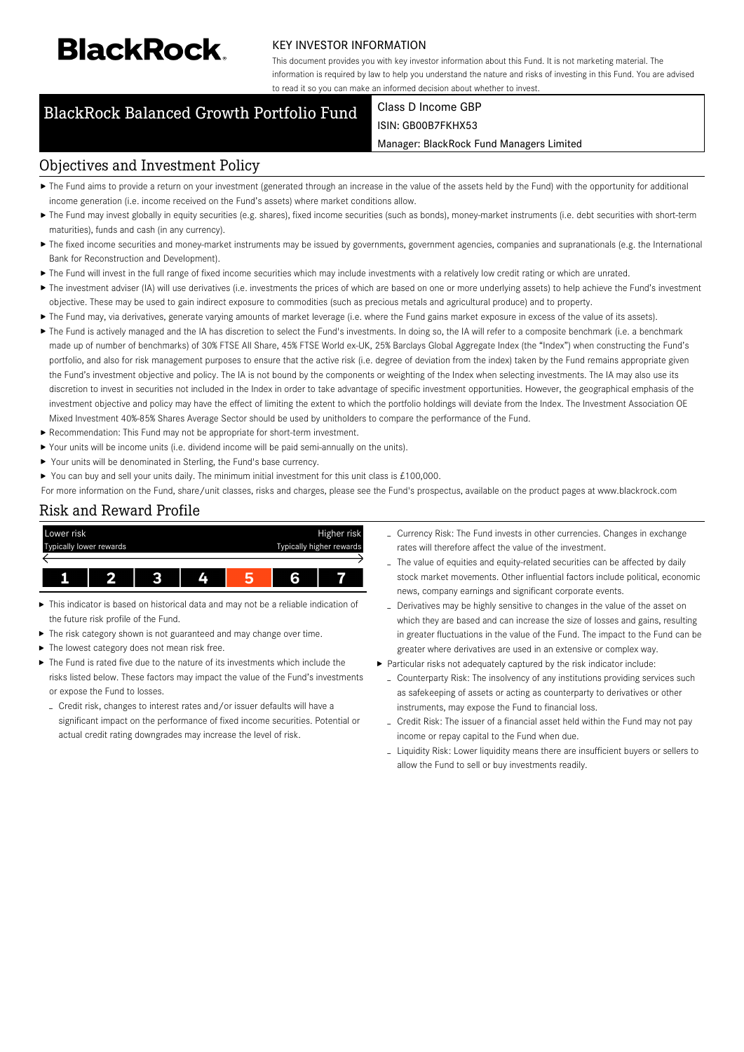BlackRock.

KEY INVESTOR INFORMATION

This document provides you with key investor information about this Fund. It is not marketing material. The information is required by law to help you understand the nature and risks of investing in this Fund. You are advised to read it so you can make an informed decision about whether to invest.

# BlackRock Balanced Growth Portfolio Fund

Class D Income GBP
ISIN: GB00B7FKHX53
Manager: BlackRock Fund Managers Limited

## Objectives and Investment Policy

- The Fund aims to provide a return on your investment (generated through an increase in the value of the assets held by the Fund) with the opportunity for additional income generation (i.e. income received on the Fund's assets) where market conditions allow.
- The Fund may invest globally in equity securities (e.g. shares), fixed income securities (such as bonds), money-market instruments (i.e. debt securities with short-term maturities), funds and cash (in any currency).
- The fixed income securities and money-market instruments may be issued by governments, government agencies, companies and supranationals (e.g. the International Bank for Reconstruction and Development).
- The Fund will invest in the full range of fixed income securities which may include investments with a relatively low credit rating or which are unrated.
- The investment adviser (IA) will use derivatives (i.e. investments the prices of which are based on one or more underlying assets) to help achieve the Fund's investment objective. These may be used to gain indirect exposure to commodities (such as precious metals and agricultural produce) and to property.
- The Fund may, via derivatives, generate varying amounts of market leverage (i.e. where the Fund gains market exposure in excess of the value of its assets).
- The Fund is actively managed and the IA has discretion to select the Fund's investments. In doing so, the IA will refer to a composite benchmark (i.e. a benchmark made up of number of benchmarks) of 30% FTSE All Share, 45% FTSE World ex-UK, 25% Barclays Global Aggregate Index (the "Index") when constructing the Fund's portfolio, and also for risk management purposes to ensure that the active risk (i.e. degree of deviation from the index) taken by the Fund remains appropriate given the Fund's investment objective and policy. The IA is not bound by the components or weighting of the Index when selecting investments. The IA may also use its discretion to invest in securities not included in the Index in order to take advantage of specific investment opportunities. However, the geographical emphasis of the investment objective and policy may have the effect of limiting the extent to which the portfolio holdings will deviate from the Index. The Investment Association OE Mixed Investment 40%-85% Shares Average Sector should be used by unitholders to compare the performance of the Fund.
- Recommendation: This Fund may not be appropriate for short-term investment.
- Your units will be income units (i.e. dividend income will be paid semi-annually on the units).
- Your units will be denominated in Sterling, the Fund's base currency.
- You can buy and sell your units daily. The minimum initial investment for this unit class is £100,000.

For more information on the Fund, share/unit classes, risks and charges, please see the Fund's prospectus, available on the product pages at www.blackrock.com

## Risk and Reward Profile

| Lower risk<br>Typically lower rewards | | | | | | Higher risk<br>Typically higher rewards |
|---|---|---|---|---|---|---|
| 1 | 2 | 3 | 4 | **5** | 6 | 7 |

- This indicator is based on historical data and may not be a reliable indication of the future risk profile of the Fund.
- The risk category shown is not guaranteed and may change over time.
- The lowest category does not mean risk free.
- The Fund is rated five due to the nature of its investments which include the risks listed below. These factors may impact the value of the Fund's investments or expose the Fund to losses.
  - Credit risk, changes to interest rates and/or issuer defaults will have a significant impact on the performance of fixed income securities. Potential or actual credit rating downgrades may increase the level of risk.
  - Currency Risk: The Fund invests in other currencies. Changes in exchange rates will therefore affect the value of the investment.
  - The value of equities and equity-related securities can be affected by daily stock market movements. Other influential factors include political, economic news, company earnings and significant corporate events.
  - Derivatives may be highly sensitive to changes in the value of the asset on which they are based and can increase the size of losses and gains, resulting in greater fluctuations in the value of the Fund. The impact to the Fund can be greater where derivatives are used in an extensive or complex way.
- Particular risks not adequately captured by the risk indicator include:
  - Counterparty Risk: The insolvency of any institutions providing services such as safekeeping of assets or acting as counterparty to derivatives or other instruments, may expose the Fund to financial loss.
  - Credit Risk: The issuer of a financial asset held within the Fund may not pay income or repay capital to the Fund when due.
  - Liquidity Risk: Lower liquidity means there are insufficient buyers or sellers to allow the Fund to sell or buy investments readily.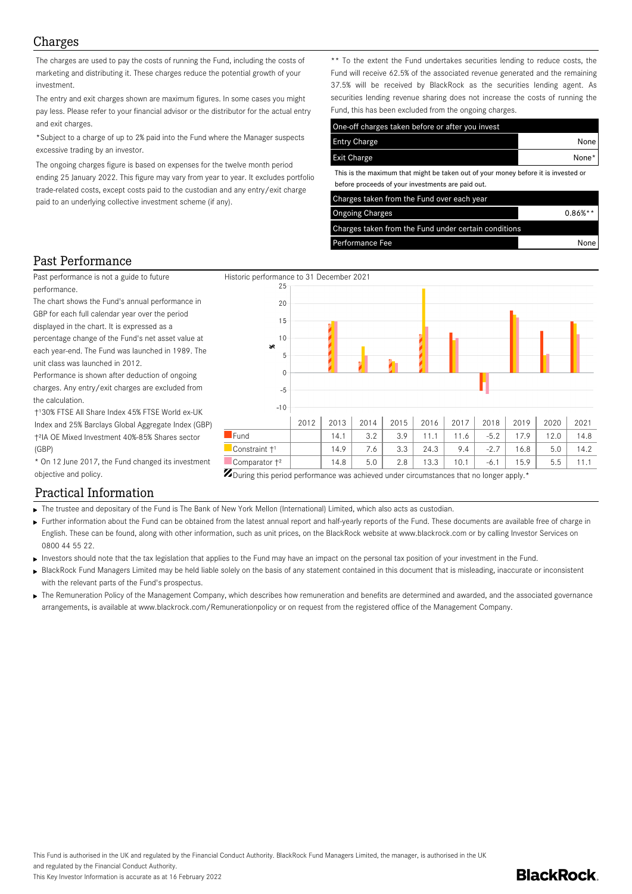## Charges

The charges are used to pay the costs of running the Fund, including the costs of marketing and distributing it. These charges reduce the potential growth of your investment.

The entry and exit charges shown are maximum figures. In some cases you might pay less. Please refer to your financial advisor or the distributor for the actual entry and exit charges.

*Subject to a charge of up to 2% paid into the Fund where the Manager suspects excessive trading by an investor.

The ongoing charges figure is based on expenses for the twelve month period ending 25 January 2022. This figure may vary from year to year. It excludes portfolio trade-related costs, except costs paid to the custodian and any entry/exit charge paid to an underlying collective investment scheme (if any).

** To the extent the Fund undertakes securities lending to reduce costs, the Fund will receive 62.5% of the associated revenue generated and the remaining 37.5% will be received by BlackRock as the securities lending agent. As securities lending revenue sharing does not increase the costs of running the Fund, this has been excluded from the ongoing charges.

| One-off charges taken before or after you invest | |
|---|---|
| Entry Charge | None |
| Exit Charge | None* |
| This is the maximum that might be taken out of your money before it is invested or before proceeds of your investments are paid out. | |
| **Charges taken from the Fund over each year** | |
| Ongoing Charges | 0.86%** |
| **Charges taken from the Fund under certain conditions** | |
| Performance Fee | None |

## Past Performance

Past performance is not a guide to future performance.

The chart shows the Fund's annual performance in GBP for each full calendar year over the period displayed in the chart. It is expressed as a percentage change of the Fund's net asset value at each year-end. The Fund was launched in 1989. The unit class was launched in 2012.

Performance is shown after deduction of ongoing charges. Any entry/exit charges are excluded from the calculation.

†[1]30% FTSE All Share Index 45% FTSE World ex-UK Index and 25% Barclays Global Aggregate Index (GBP)

†[2]IA OE Mixed Investment 40%-85% Shares sector (GBP)

* On 12 June 2017, the Fund changed its investment objective and policy.

Historic performance to 31 December 2021

%

25
20
15
10
5
0
-5
-10

| | 2012 | 2013 | 2014 | 2015 | 2016 | 2017 | 2018 | 2019 | 2020 | 2021 |
|---|---|---|---|---|---|---|---|---|---|---|
| Fund | | 14.1 | 3.2 | 3.9 | 11.1 | 11.6 | -5.2 | 17.9 | 12.0 | 14.8 |
| Constraint †[1] | | 14.9 | 7.6 | 3.3 | 24.3 | 9.4 | -2.7 | 16.8 | 5.0 | 14.2 |
| Comparator †[2] | | 14.8 | 5.0 | 2.8 | 13.3 | 10.1 | -6.1 | 15.9 | 5.5 | 11.1 |

During this period performance was achieved under circumstances that no longer apply.*

## Practical Information

- The trustee and depositary of the Fund is The Bank of New York Mellon (International) Limited, which also acts as custodian.
- Further information about the Fund can be obtained from the latest annual report and half-yearly reports of the Fund. These documents are available free of charge in English. These can be found, along with other information, such as unit prices, on the BlackRock website at www.blackrock.com or by calling Investor Services on 0800 44 55 22.
- Investors should note that the tax legislation that applies to the Fund may have an impact on the personal tax position of your investment in the Fund.
- BlackRock Fund Managers Limited may be held liable solely on the basis of any statement contained in this document that is misleading, inaccurate or inconsistent with the relevant parts of the Fund's prospectus.
- The Remuneration Policy of the Management Company, which describes how remuneration and benefits are determined and awarded, and the associated governance arrangements, is available at www.blackrock.com/Remunerationpolicy or on request from the registered office of the Management Company.

This Fund is authorised in the UK and regulated by the Financial Conduct Authority. BlackRock Fund Managers Limited, the manager, is authorised in the UK and regulated by the Financial Conduct Authority.

This Key Investor Information is accurate as at 16 February 2022

BlackRock.